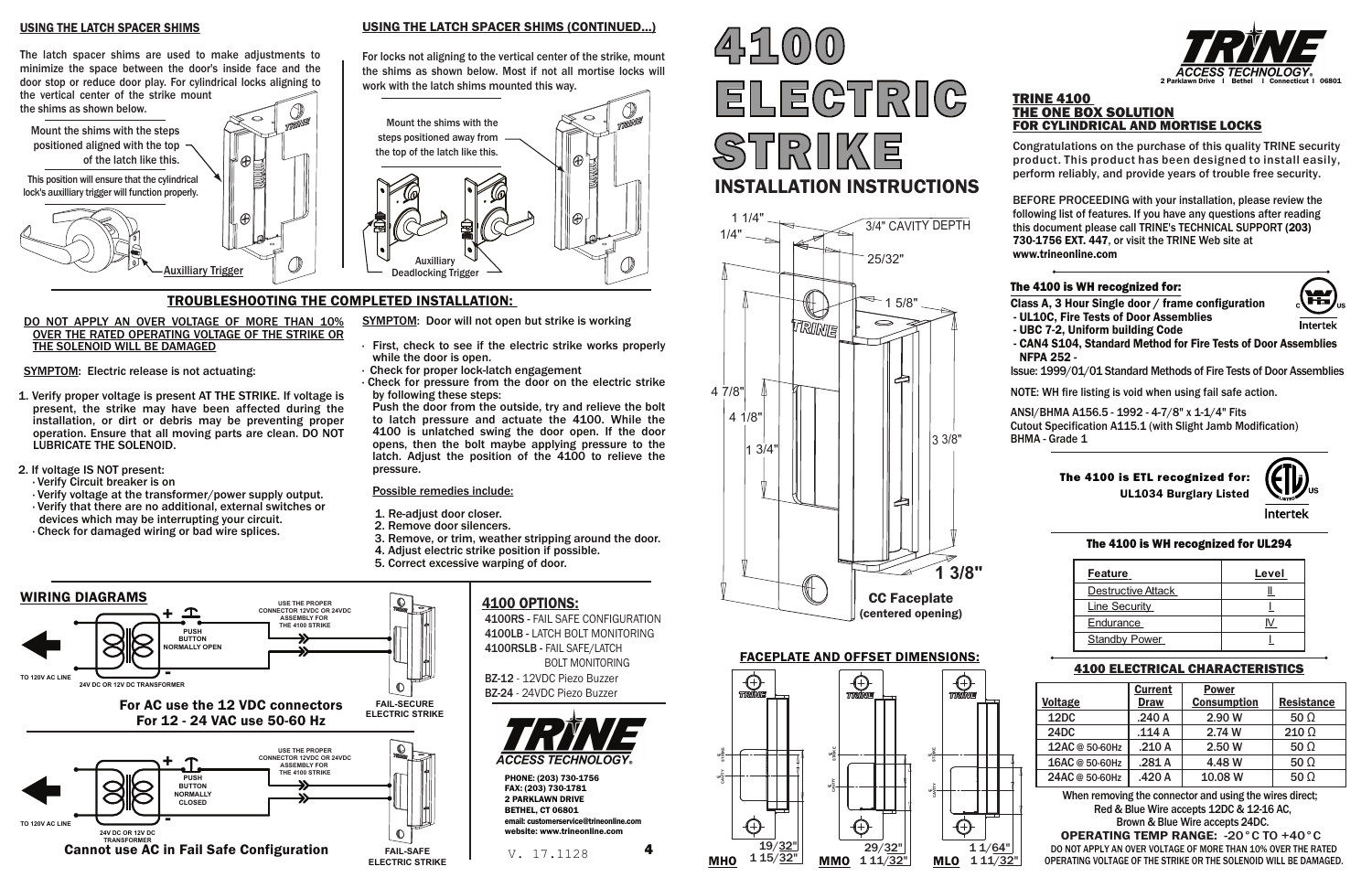# 4100 ELECTRIC STRIKE

## INSTALLATION INSTRUCTIONS

## TRINE 4100 THE ONE BOX SOLUTION FOR CYLINDRICAL AND MORTISE LOCKS

TRINE ACCESS TECHNOLOGY® 2 Parklawn Drive | Bethel | Connecticut | 06801

Congratulations on the purchase of this quality TRINE security product. This product has been designed to install easily, perform reliably, and provide years of trouble free security.

BEFORE PROCEEDING with your installation, please review the following list of features. If you have any questions after reading this document please call TRINE's TECHNICAL SUPPORT **(203) 730-1756 EXT. 447**, or visit the TRINE Web site at **www.trineonline.com**

### The 4100 is WH recognized for:

**Class A, 3 Hour Single door / frame configuration**
- **UL10C, Fire Tests of Door Assemblies**
- **UBC 7-2, Uniform building Code**
- **CAN4 S104, Standard Method for Fire Tests of Door Assemblies NFPA 252 -**

Issue: 1999/01/01 Standard Methods of Fire Tests of Door Assemblies

NOTE: WH fire listing is void when using fail safe action.

ANSI/BHMA A156.5 - 1992 - 4-7/8" x 1-1/4" Fits
Cutout Specification A115.1 (with Slight Jamb Modification)
BHMA - Grade 1

**The 4100 is ETL recognized for:**
**UL1034 Burglary Listed**

### The 4100 is WH recognized for UL294

| Feature | Level |
|---|---|
| Destructive Attack | II |
| Line Security | I |
| Endurance | IV |
| Standby Power | I |

### 4100 ELECTRICAL CHARACTERISTICS

| Voltage | Current Draw | Power Consumption | Resistance |
|---|---|---|---|
| 12DC | .240 A | 2.90 W | 50 Ω |
| 24DC | .114 A | 2.74 W | 210 Ω |
| 12AC @ 50-60Hz | .210 A | 2.50 W | 50 Ω |
| 16AC @ 50-60Hz | .281 A | 4.48 W | 50 Ω |
| 24AC @ 50-60Hz | .420 A | 10.08 W | 50 Ω |

When removing the connector and using the wires direct;
Red & Blue Wire accepts 12DC & 12-16 AC,
Brown & Blue Wire accepts 24DC.

**OPERATING TEMP RANGE: -20°C TO +40°C**

DO NOT APPLY AN OVER VOLTAGE OF MORE THAN 10% OVER THE RATED OPERATING VOLTAGE OF THE STRIKE OR THE SOLENOID WILL BE DAMAGED.

### CC Faceplate (centered opening)

Dimensions: 1 1/4", 1/4", 3/4" CAVITY DEPTH, 25/32", 1 5/8", 4 7/8", 4 1/8", 1 3/4", 3 3/8", 1 3/8"

### FACEPLATE AND OFFSET DIMENSIONS:

- **MHO**: 19/32", 1 15/32"
- **MMO**: 29/32", 1 11/32"
- **MLO**: 1 1/64", 1 11/32"

## USING THE LATCH SPACER SHIMS

The latch spacer shims are used to make adjustments to minimize the space between the door's inside face and the door stop or reduce door play. For cylindrical locks aligning to the vertical center of the strike mount the shims as shown below.

Mount the shims with the steps positioned aligned with the top of the latch like this.

This position will ensure that the cylindrical lock's auxilliary trigger will function properly.

Auxilliary Trigger

## USING THE LATCH SPACER SHIMS (CONTINUED...)

For locks not aligning to the vertical center of the strike, mount the shims as shown below. Most if not all mortise locks will work with the latch shims mounted this way.

Mount the shims with the steps positioned away from the top of the latch like this.

Auxilliary Deadlocking Trigger

## TROUBLESHOOTING THE COMPLETED INSTALLATION:

**DO NOT APPLY AN OVER VOLTAGE OF MORE THAN 10% OVER THE RATED OPERATING VOLTAGE OF THE STRIKE OR THE SOLENOID WILL BE DAMAGED**

SYMPTOM: Electric release is not actuating:

1. Verify proper voltage is present AT THE STRIKE. If voltage is present, the strike may have been affected during the installation, or dirt or debris may be preventing proper operation. Ensure that all moving parts are clean. DO NOT LUBRICATE THE SOLENOID.

2. If voltage IS NOT present:
   - Verify Circuit breaker is on
   - Verify voltage at the transformer/power supply output.
   - Verify that there are no additional, external switches or devices which may be interrupting your circuit.
   - Check for damaged wiring or bad wire splices.

SYMPTOM: Door will not open but strike is working

- First, check to see if the electric strike works properly while the door is open.
- Check for proper lock-latch engagement
- Check for pressure from the door on the electric strike by following these steps:
  Push the door from the outside, try and relieve the bolt to latch pressure and actuate the 4100. While the 4100 is unlatched swing the door open. If the door opens, then the bolt maybe applying pressure to the latch. Adjust the position of the 4100 to relieve the pressure.

Possible remedies include:

1. Re-adjust door closer.
2. Remove door silencers.
3. Remove, or trim, weather stripping around the door.
4. Adjust electric strike position if possible.
5. Correct excessive warping of door.

## WIRING DIAGRAMS

TO 120V AC LINE — 24V DC OR 12V DC TRANSFORMER — PUSH BUTTON NORMALLY OPEN — USE THE PROPER CONNECTOR 12VDC OR 24VDC ASSEMBLY FOR THE 4100 STRIKE — FAIL-SECURE ELECTRIC STRIKE

**For AC use the 12 VDC connectors**
**For 12 - 24 VAC use 50-60 Hz**

TO 120V AC LINE — 24V DC OR 12V DC TRANSFORMER — PUSH BUTTON NORMALLY CLOSED — USE THE PROPER CONNECTOR 12VDC OR 24VDC ASSEMBLY FOR THE 4100 STRIKE — FAIL-SAFE ELECTRIC STRIKE

**Cannot use AC in Fail Safe Configuration**

## 4100 OPTIONS:

- **4100RS** - FAIL SAFE CONFIGURATION
- **4100LB** - LATCH BOLT MONITORING
- **4100RSLB** - FAIL SAFE/LATCH BOLT MONITORING
- **BZ-12** - 12VDC Piezo Buzzer
- **BZ-24** - 24VDC Piezo Buzzer

TRINE ACCESS TECHNOLOGY®

PHONE: (203) 730-1756
FAX: (203) 730-1781
2 PARKLAWN DRIVE
BETHEL, CT 06801
email: customerservice@trineonline.com
website: www.trineonline.com

V. 17.1128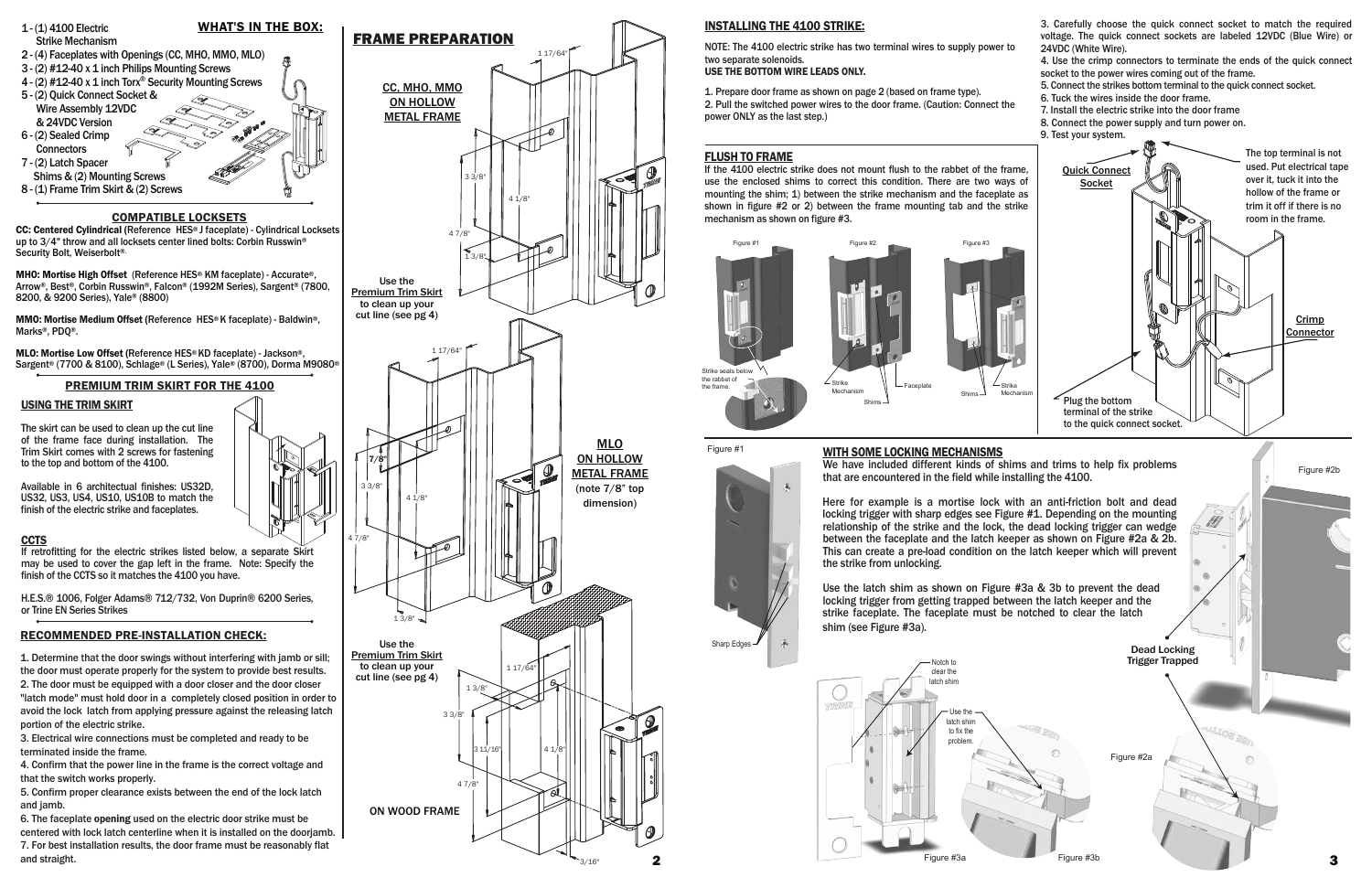## WHAT'S IN THE BOX:

1 - (1) 4100 Electric Strike Mechanism
2 - (4) Faceplates with Openings (CC, MHO, MMO, MLO)
3 - (2) #12-40 x 1 inch Philips Mounting Screws
4 - (2) #12-40 x 1 inch Torx® Security Mounting Screws
5 - (2) Quick Connect Socket & Wire Assembly 12VDC & 24VDC Version
6 - (2) Sealed Crimp Connectors
7 - (2) Latch Spacer Shims & (2) Mounting Screws
8 - (1) Frame Trim Skirt & (2) Screws

### COMPATIBLE LOCKSETS

**CC: Centered Cylindrical (**Reference HES® J faceplate) - Cylindrical Locksets up to 3/4" throw and all locksets center lined bolts: Corbin Russwin® Security Bolt, Weiserbolt®.

**MHO: Mortise High Offset** (Reference HES® KM faceplate) - Accurate®, Arrow®, Best®, Corbin Russwin®, Falcon® (1992M Series), Sargent® (7800, 8200, & 9200 Series), Yale® (8800)

**MMO: Mortise Medium Offset (**Reference HES® K faceplate) - Baldwin®, Marks®, PDQ®.

**MLO: Mortise Low Offset (**Reference HES® KD faceplate) - Jackson®, Sargent® (7700 & 8100), Schlage® (L Series), Yale® (8700), Dorma M9080®

### PREMIUM TRIM SKIRT FOR THE 4100

#### USING THE TRIM SKIRT

The skirt can be used to clean up the cut line of the frame face during installation. The Trim Skirt comes with 2 screws for fastening to the top and bottom of the 4100.

Available in 6 architectual finishes: US32D, US32, US3, US4, US10, US10B to match the finish of the electric strike and faceplates.

#### CCTS

If retrofitting for the electric strikes listed below, a separate Skirt may be used to cover the gap left in the frame. Note: Specify the finish of the CCTS so it matches the 4100 you have.

H.E.S.® 1006, Folger Adams® 712/732, Von Duprin® 6200 Series, or Trine EN Series Strikes

### RECOMMENDED PRE-INSTALLATION CHECK:

1. Determine that the door swings without interfering with jamb or sill; the door must operate properly for the system to provide best results.
2. The door must be equipped with a door closer and the door closer "latch mode" must hold door in a completely closed position in order to avoid the lock latch from applying pressure against the releasing latch portion of the electric strike.
3. Electrical wire connections must be completed and ready to be terminated inside the frame.
4. Confirm that the power line in the frame is the correct voltage and that the switch works properly.
5. Confirm proper clearance exists between the end of the lock latch and jamb.
6. The faceplate **opening** used on the electric door strike must be centered with lock latch centerline when it is installed on the doorjamb.
7. For best installation results, the door frame must be reasonably flat and straight.

## FRAME PREPARATION

CC, MHO, MMO ON HOLLOW METAL FRAME

1 17/64"
3 3/8"
4 1/8"
4 7/8"
1 3/8"

Use the Premium Trim Skirt to clean up your cut line (see pg 4)

MLO ON HOLLOW METAL FRAME (note 7/8" top dimension)

1 17/64"
7/8"
3 3/8"
4 1/8"
4 7/8"
1 3/8"

Use the Premium Trim Skirt to clean up your cut line (see pg 4)

ON WOOD FRAME

1 17/64"
1 3/8"
3 3/8"
3 11/16"
4 1/8"
4 7/8"
3/16"

## INSTALLING THE 4100 STRIKE:

NOTE: The 4100 electric strike has two terminal wires to supply power to two separate solenoids.
**USE THE BOTTOM WIRE LEADS ONLY.**

1. Prepare door frame as shown on page 2 (based on frame type).
2. Pull the switched power wires to the door frame. (Caution: Connect the power ONLY as the last step.)
3. Carefully choose the quick connect socket to match the required voltage. The quick connect sockets are labeled 12VDC (Blue Wire) or 24VDC (White Wire).
4. Use the crimp connectors to terminate the ends of the quick connect socket to the power wires coming out of the frame.
5. Connect the strikes bottom terminal to the quick connect socket.
6. Tuck the wires inside the door frame.
7. Install the electric strike into the door frame
8. Connect the power supply and turn power on.
9. Test your system.

Quick Connect Socket

The top terminal is not used. Put electrical tape over it, tuck it into the hollow of the frame or trim it off if there is no room in the frame.

Crimp Connector

Plug the bottom terminal of the strike to the quick connect socket.

### FLUSH TO FRAME

If the 4100 electric strike does not mount flush to the rabbet of the frame, use the enclosed shims to correct this condition. There are two ways of mounting the shim; 1) between the strike mechanism and the faceplate as shown in figure #2 or 2) between the frame mounting tab and the strike mechanism as shown on figure #3.

Figure #1
Strike seats below the rabbet of the frame.

Figure #2
Strike Mechanism
Shims
Faceplate

Figure #3
Shims
Strike Mechanism

### WITH SOME LOCKING MECHANISMS

We have included different kinds of shims and trims to help fix problems that are encountered in the field while installing the 4100.

Here for example is a mortise lock with an anti-friction bolt and dead locking trigger with sharp edges see Figure #1. Depending on the mounting relationship of the strike and the lock, the dead locking trigger can wedge between the faceplate and the latch keeper as shown on Figure #2a & 2b. This can create a pre-load condition on the latch keeper which will prevent the strike from unlocking.

Use the latch shim as shown on Figure #3a & 3b to prevent the dead locking trigger from getting trapped between the latch keeper and the strike faceplate. The faceplate must be notched to clear the latch shim (see Figure #3a).

Figure #1
Sharp Edges

Figure #2b
Dead Locking Trigger Trapped

Notch to clear the latch shim
Use the latch shim to fix the problem.

Figure #2a
Figure #3a
Figure #3b